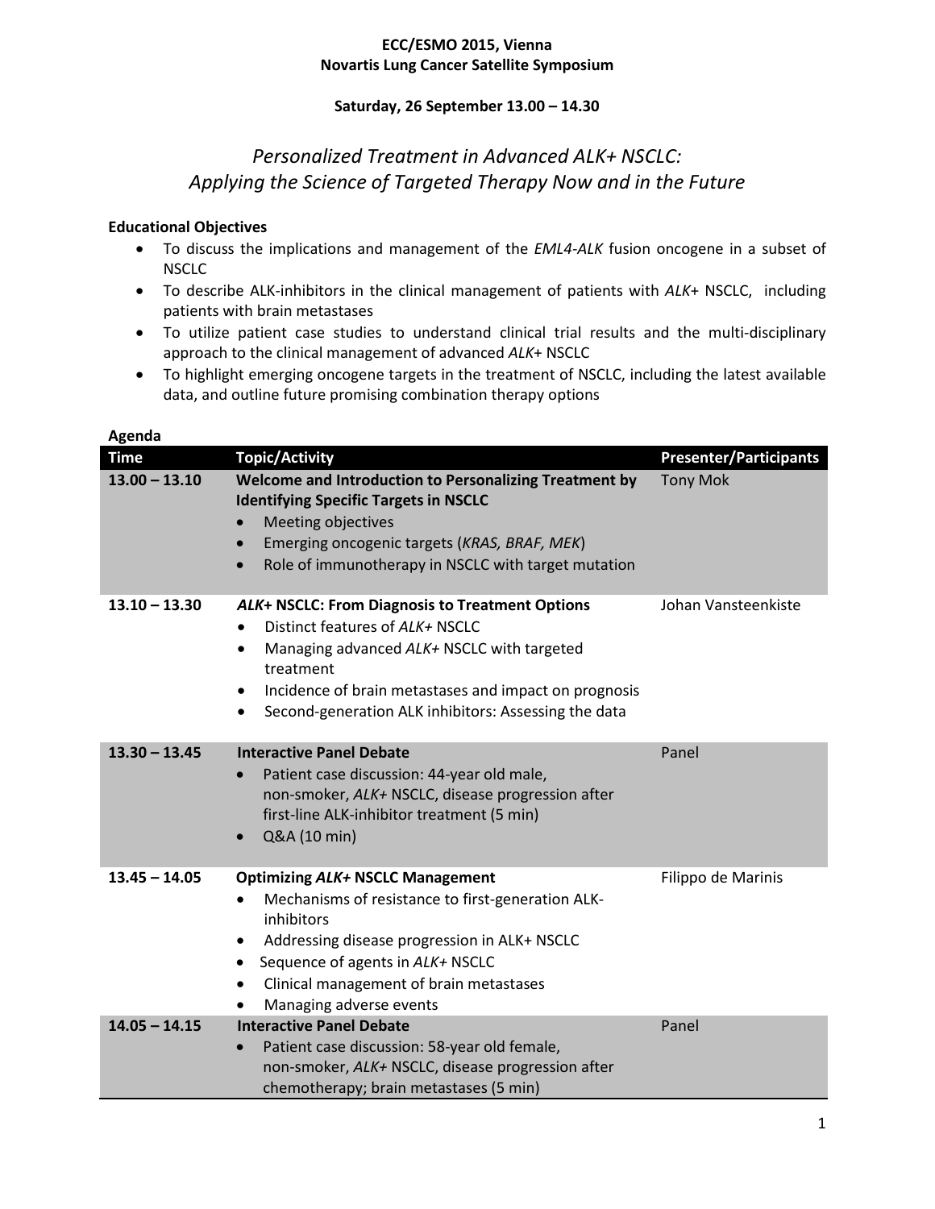**ECC/ESMO 2015, Vienna**
**Novartis Lung Cancer Satellite Symposium**

**Saturday, 26 September 13.00 – 14.30**

# *Personalized Treatment in Advanced ALK+ NSCLC: Applying the Science of Targeted Therapy Now and in the Future*

**Educational Objectives**

- To discuss the implications and management of the *EML4-ALK* fusion oncogene in a subset of NSCLC
- To describe ALK-inhibitors in the clinical management of patients with *ALK*+ NSCLC, including patients with brain metastases
- To utilize patient case studies to understand clinical trial results and the multi-disciplinary approach to the clinical management of advanced *ALK*+ NSCLC
- To highlight emerging oncogene targets in the treatment of NSCLC, including the latest available data, and outline future promising combination therapy options

**Agenda**

| Time | Topic/Activity | Presenter/Participants |
|---|---|---|
| **13.00 – 13.10** | **Welcome and Introduction to Personalizing Treatment by Identifying Specific Targets in NSCLC**<br>• Meeting objectives<br>• Emerging oncogenic targets (*KRAS, BRAF, MEK*)<br>• Role of immunotherapy in NSCLC with target mutation | Tony Mok |
| **13.10 – 13.30** | ***ALK+* NSCLC: From Diagnosis to Treatment Options**<br>• Distinct features of *ALK+* NSCLC<br>• Managing advanced *ALK+* NSCLC with targeted treatment<br>• Incidence of brain metastases and impact on prognosis<br>• Second-generation ALK inhibitors: Assessing the data | Johan Vansteenkiste |
| **13.30 – 13.45** | **Interactive Panel Debate**<br>• Patient case discussion: 44-year old male, non-smoker, *ALK+* NSCLC, disease progression after first-line ALK-inhibitor treatment (5 min)<br>• Q&A (10 min) | Panel |
| **13.45 – 14.05** | **Optimizing *ALK+* NSCLC Management**<br>• Mechanisms of resistance to first-generation ALK-inhibitors<br>• Addressing disease progression in ALK+ NSCLC<br>• Sequence of agents in *ALK+* NSCLC<br>• Clinical management of brain metastases<br>• Managing adverse events | Filippo de Marinis |
| **14.05 – 14.15** | **Interactive Panel Debate**<br>• Patient case discussion: 58-year old female, non-smoker, *ALK+* NSCLC, disease progression after chemotherapy; brain metastases (5 min) | Panel |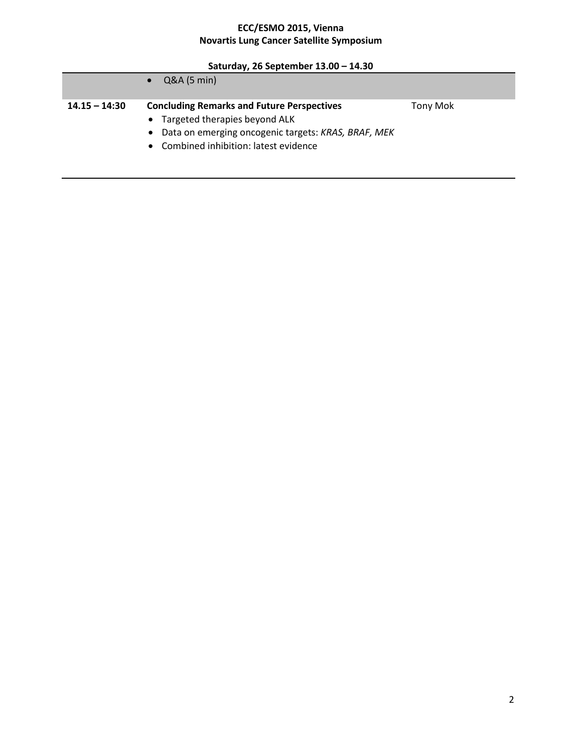**Saturday, 26 September 13.00 – 14.30**

| | | |
|---|---|---|
| | • Q&A (5 min) | |
| **14.15 – 14:30** | **Concluding Remarks and Future Perspectives**<br>• Targeted therapies beyond ALK<br>• Data on emerging oncogenic targets: *KRAS, BRAF, MEK*<br>• Combined inhibition: latest evidence | Tony Mok |